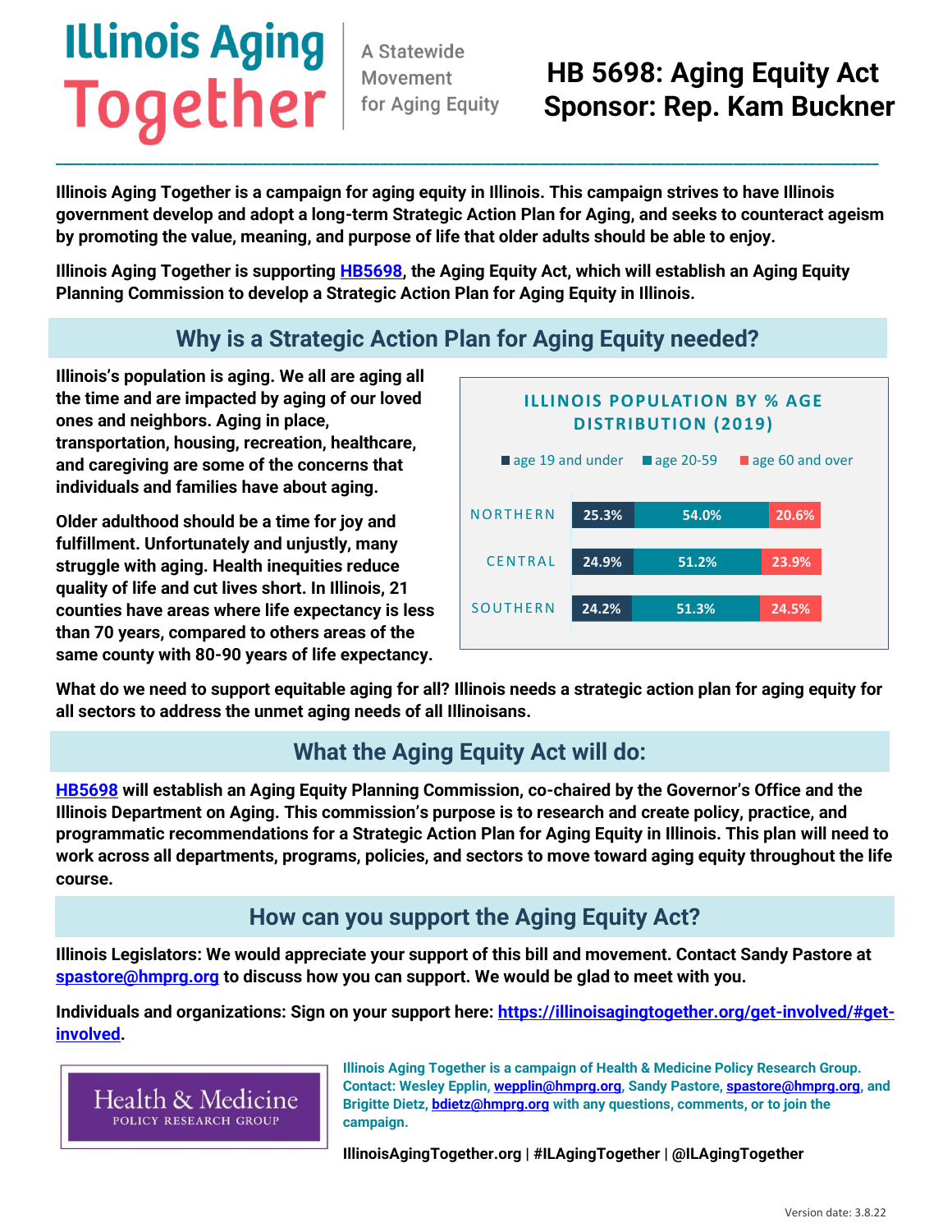# Illinois Aging Together

A Statewide Movement for Aging Equity

## HB 5698: Aging Equity Act
## Sponsor: Rep. Kam Buckner

**Illinois Aging Together is a campaign for aging equity in Illinois. This campaign strives to have Illinois government develop and adopt a long-term Strategic Action Plan for Aging, and seeks to counteract ageism by promoting the value, meaning, and purpose of life that older adults should be able to enjoy.**

**Illinois Aging Together is supporting [HB5698](HB5698), the Aging Equity Act, which will establish an Aging Equity Planning Commission to develop a Strategic Action Plan for Aging Equity in Illinois.**

## Why is a Strategic Action Plan for Aging Equity needed?

**Illinois's population is aging. We all are aging all the time and are impacted by aging of our loved ones and neighbors. Aging in place, transportation, housing, recreation, healthcare, and caregiving are some of the concerns that individuals and families have about aging.**

**Older adulthood should be a time for joy and fulfillment. Unfortunately and unjustly, many struggle with aging. Health inequities reduce quality of life and cut lives short. In Illinois, 21 counties have areas where life expectancy is less than 70 years, compared to others areas of the same county with 80-90 years of life expectancy.**

**ILLINOIS POPULATION BY % AGE DISTRIBUTION (2019)**

| Region | age 19 and under | age 20-59 | age 60 and over |
|---|---|---|---|
| NORTHERN | 25.3% | 54.0% | 20.6% |
| CENTRAL | 24.9% | 51.2% | 23.9% |
| SOUTHERN | 24.2% | 51.3% | 24.5% |

**What do we need to support equitable aging for all? Illinois needs a strategic action plan for aging equity for all sectors to address the unmet aging needs of all Illinoisans.**

## What the Aging Equity Act will do:

**[HB5698](HB5698) will establish an Aging Equity Planning Commission, co-chaired by the Governor's Office and the Illinois Department on Aging. This commission's purpose is to research and create policy, practice, and programmatic recommendations for a Strategic Action Plan for Aging Equity in Illinois. This plan will need to work across all departments, programs, policies, and sectors to move toward aging equity throughout the life course.**

## How can you support the Aging Equity Act?

**Illinois Legislators: We would appreciate your support of this bill and movement. Contact Sandy Pastore at [spastore@hmprg.org](mailto:spastore@hmprg.org) to discuss how you can support. We would be glad to meet with you.**

**Individuals and organizations: Sign on your support here: [https://illinoisagingtogether.org/get-involved/#get-involved](https://illinoisagingtogether.org/get-involved/#get-involved).**

Health & Medicine
POLICY RESEARCH GROUP

**Illinois Aging Together is a campaign of Health & Medicine Policy Research Group. Contact: Wesley Epplin, [wepplin@hmprg.org](mailto:wepplin@hmprg.org), Sandy Pastore, [spastore@hmprg.org](mailto:spastore@hmprg.org), and Brigitte Dietz, [bdietz@hmprg.org](mailto:bdietz@hmprg.org) with any questions, comments, or to join the campaign.**

**IllinoisAgingTogether.org | #ILAgingTogether | @ILAgingTogether**

Version date: 3.8.22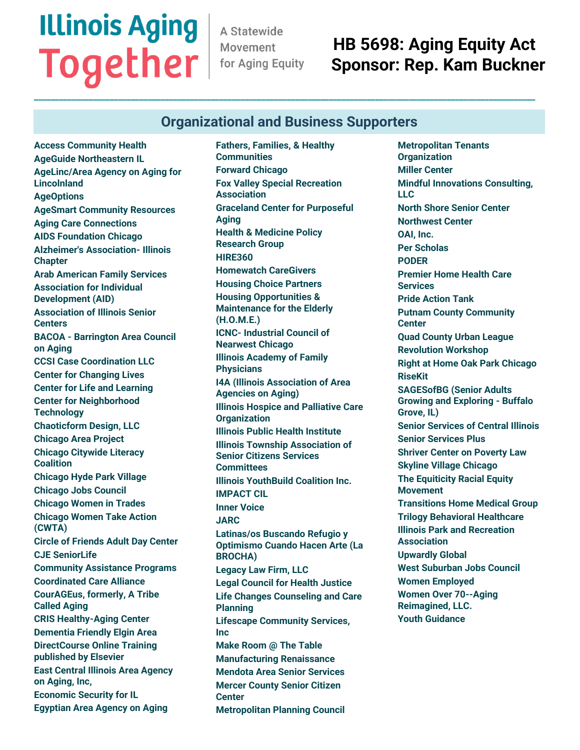Illinois Aging Together

A Statewide Movement for Aging Equity

# HB 5698: Aging Equity Act
# Sponsor: Rep. Kam Buckner

## Organizational and Business Supporters

- Access Community Health
- AgeGuide Northeastern IL
- AgeLinc/Area Agency on Aging for Lincolnland
- AgeOptions
- AgeSmart Community Resources
- Aging Care Connections
- AIDS Foundation Chicago
- Alzheimer's Association- Illinois Chapter
- Arab American Family Services
- Association for Individual Development (AID)
- Association of Illinois Senior Centers
- BACOA - Barrington Area Council on Aging
- CCSI Case Coordination LLC
- Center for Changing Lives
- Center for Life and Learning
- Center for Neighborhood Technology
- Chaoticform Design, LLC
- Chicago Area Project
- Chicago Citywide Literacy Coalition
- Chicago Hyde Park Village
- Chicago Jobs Council
- Chicago Women in Trades
- Chicago Women Take Action (CWTA)
- Circle of Friends Adult Day Center
- CJE SeniorLife
- Community Assistance Programs
- Coordinated Care Alliance
- CourAGEus, formerly, A Tribe Called Aging
- CRIS Healthy-Aging Center
- Dementia Friendly Elgin Area
- DirectCourse Online Training published by Elsevier
- East Central Illinois Area Agency on Aging, Inc,
- Economic Security for IL
- Egyptian Area Agency on Aging
- Fathers, Families, & Healthy Communities
- Forward Chicago
- Fox Valley Special Recreation Association
- Graceland Center for Purposeful Aging
- Health & Medicine Policy Research Group
- HIRE360
- Homewatch CareGivers
- Housing Choice Partners
- Housing Opportunities & Maintenance for the Elderly (H.O.M.E.)
- ICNC- Industrial Council of Nearwest Chicago
- Illinois Academy of Family Physicians
- I4A (Illinois Association of Area Agencies on Aging)
- Illinois Hospice and Palliative Care Organization
- Illinois Public Health Institute
- Illinois Township Association of Senior Citizens Services Committees
- Illinois YouthBuild Coalition Inc.
- IMPACT CIL
- Inner Voice
- JARC
- Latinas/os Buscando Refugio y Optimismo Cuando Hacen Arte (La BROCHA)
- Legacy Law Firm, LLC
- Legal Council for Health Justice
- Life Changes Counseling and Care Planning
- Lifescape Community Services, Inc
- Make Room @ The Table
- Manufacturing Renaissance
- Mendota Area Senior Services
- Mercer County Senior Citizen Center
- Metropolitan Planning Council
- Metropolitan Tenants Organization
- Miller Center
- Mindful Innovations Consulting, LLC
- North Shore Senior Center
- Northwest Center
- OAI, Inc.
- Per Scholas
- PODER
- Premier Home Health Care Services
- Pride Action Tank
- Putnam County Community Center
- Quad County Urban League
- Revolution Workshop
- Right at Home Oak Park Chicago
- RiseKit
- SAGESofBG (Senior Adults Growing and Exploring - Buffalo Grove, IL)
- Senior Services of Central Illinois
- Senior Services Plus
- Shriver Center on Poverty Law
- Skyline Village Chicago
- The Equiticity Racial Equity Movement
- Transitions Home Medical Group
- Trilogy Behavioral Healthcare
- Illinois Park and Recreation Association
- Upwardly Global
- West Suburban Jobs Council
- Women Employed
- Women Over 70--Aging Reimagined, LLC.
- Youth Guidance